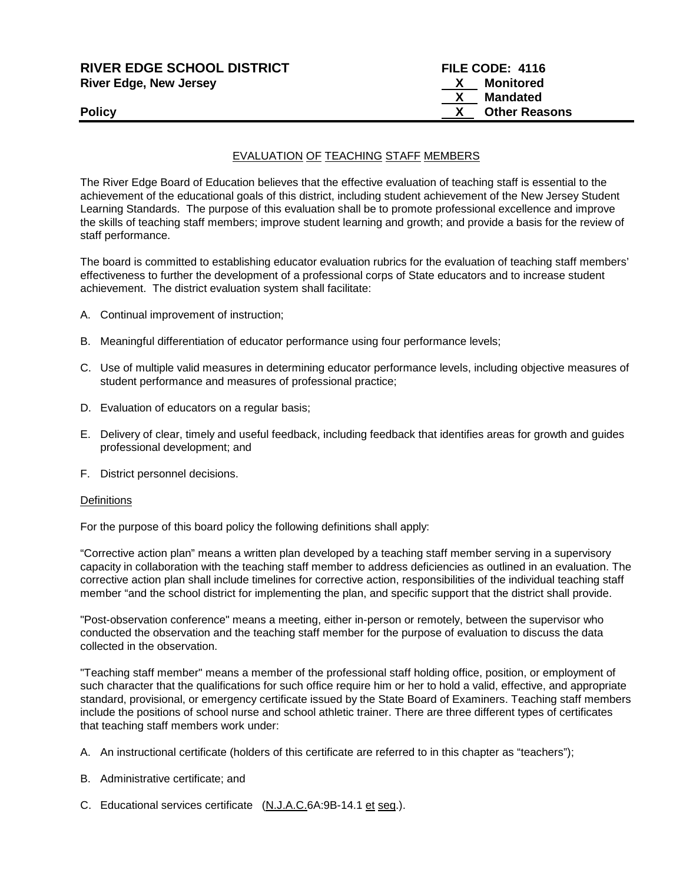**RIVER EDGE SCHOOL DISTRICT** **FILE CODE: 4116**
**River Edge, New Jersey**

X Monitored
X Mandated
X Other Reasons

**Policy**

# EVALUATION OF TEACHING STAFF MEMBERS

The River Edge Board of Education believes that the effective evaluation of teaching staff is essential to the achievement of the educational goals of this district, including student achievement of the New Jersey Student Learning Standards. The purpose of this evaluation shall be to promote professional excellence and improve the skills of teaching staff members; improve student learning and growth; and provide a basis for the review of staff performance.

The board is committed to establishing educator evaluation rubrics for the evaluation of teaching staff members' effectiveness to further the development of a professional corps of State educators and to increase student achievement. The district evaluation system shall facilitate:

A. Continual improvement of instruction;

B. Meaningful differentiation of educator performance using four performance levels;

C. Use of multiple valid measures in determining educator performance levels, including objective measures of student performance and measures of professional practice;

D. Evaluation of educators on a regular basis;

E. Delivery of clear, timely and useful feedback, including feedback that identifies areas for growth and guides professional development; and

F. District personnel decisions.

## Definitions

For the purpose of this board policy the following definitions shall apply:

"Corrective action plan" means a written plan developed by a teaching staff member serving in a supervisory capacity in collaboration with the teaching staff member to address deficiencies as outlined in an evaluation. The corrective action plan shall include timelines for corrective action, responsibilities of the individual teaching staff member "and the school district for implementing the plan, and specific support that the district shall provide.

"Post-observation conference" means a meeting, either in-person or remotely, between the supervisor who conducted the observation and the teaching staff member for the purpose of evaluation to discuss the data collected in the observation.

"Teaching staff member" means a member of the professional staff holding office, position, or employment of such character that the qualifications for such office require him or her to hold a valid, effective, and appropriate standard, provisional, or emergency certificate issued by the State Board of Examiners. Teaching staff members include the positions of school nurse and school athletic trainer. There are three different types of certificates that teaching staff members work under:

A. An instructional certificate (holders of this certificate are referred to in this chapter as "teachers");

B. Administrative certificate; and

C. Educational services certificate (N.J.A.C.6A:9B-14.1 et seq.).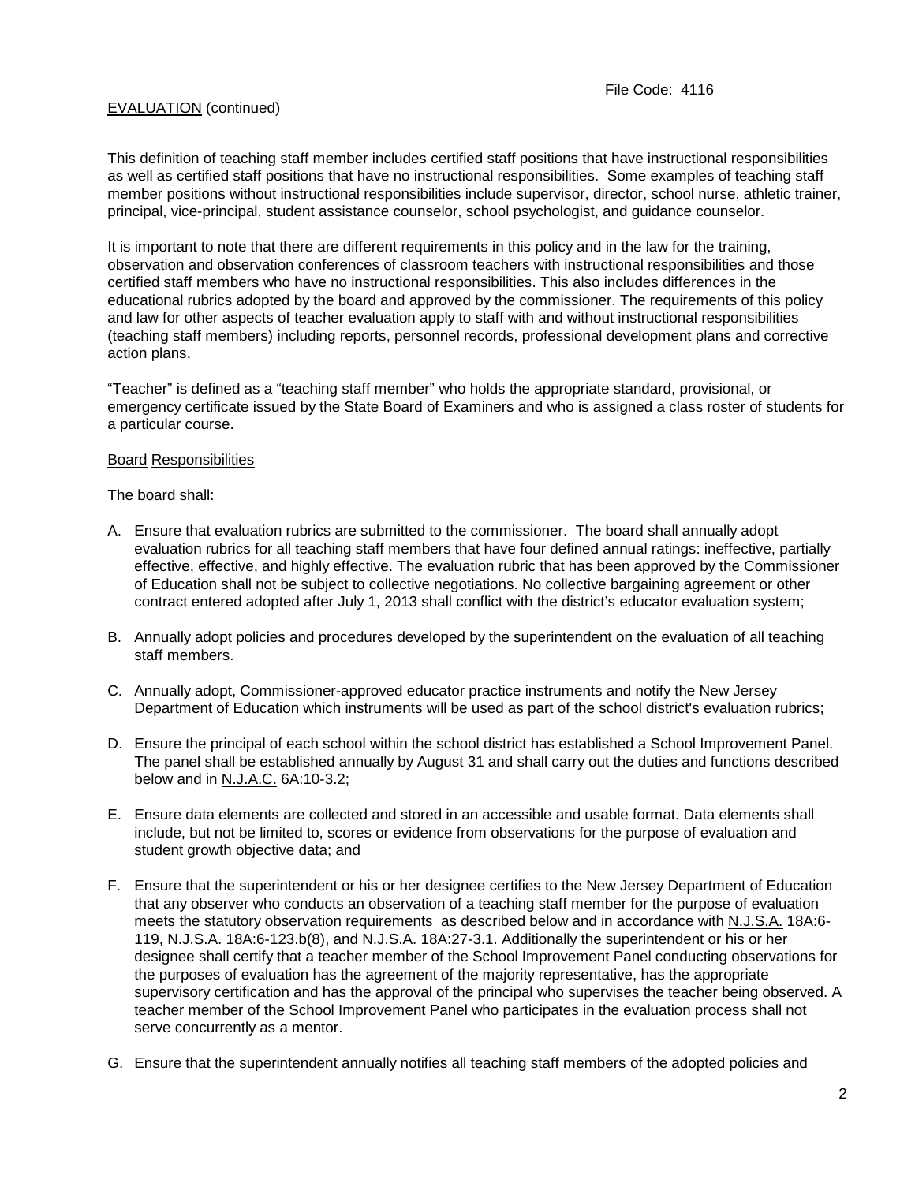EVALUATION (continued)

This definition of teaching staff member includes certified staff positions that have instructional responsibilities as well as certified staff positions that have no instructional responsibilities. Some examples of teaching staff member positions without instructional responsibilities include supervisor, director, school nurse, athletic trainer, principal, vice-principal, student assistance counselor, school psychologist, and guidance counselor.

It is important to note that there are different requirements in this policy and in the law for the training, observation and observation conferences of classroom teachers with instructional responsibilities and those certified staff members who have no instructional responsibilities. This also includes differences in the educational rubrics adopted by the board and approved by the commissioner. The requirements of this policy and law for other aspects of teacher evaluation apply to staff with and without instructional responsibilities (teaching staff members) including reports, personnel records, professional development plans and corrective action plans.

"Teacher" is defined as a "teaching staff member" who holds the appropriate standard, provisional, or emergency certificate issued by the State Board of Examiners and who is assigned a class roster of students for a particular course.

## Board Responsibilities

The board shall:

A. Ensure that evaluation rubrics are submitted to the commissioner. The board shall annually adopt evaluation rubrics for all teaching staff members that have four defined annual ratings: ineffective, partially effective, effective, and highly effective. The evaluation rubric that has been approved by the Commissioner of Education shall not be subject to collective negotiations. No collective bargaining agreement or other contract entered adopted after July 1, 2013 shall conflict with the district's educator evaluation system;

B. Annually adopt policies and procedures developed by the superintendent on the evaluation of all teaching staff members.

C. Annually adopt, Commissioner-approved educator practice instruments and notify the New Jersey Department of Education which instruments will be used as part of the school district's evaluation rubrics;

D. Ensure the principal of each school within the school district has established a School Improvement Panel. The panel shall be established annually by August 31 and shall carry out the duties and functions described below and in N.J.A.C. 6A:10-3.2;

E. Ensure data elements are collected and stored in an accessible and usable format. Data elements shall include, but not be limited to, scores or evidence from observations for the purpose of evaluation and student growth objective data; and

F. Ensure that the superintendent or his or her designee certifies to the New Jersey Department of Education that any observer who conducts an observation of a teaching staff member for the purpose of evaluation meets the statutory observation requirements as described below and in accordance with N.J.S.A. 18A:6-119, N.J.S.A. 18A:6-123.b(8), and N.J.S.A. 18A:27-3.1. Additionally the superintendent or his or her designee shall certify that a teacher member of the School Improvement Panel conducting observations for the purposes of evaluation has the agreement of the majority representative, has the appropriate supervisory certification and has the approval of the principal who supervises the teacher being observed. A teacher member of the School Improvement Panel who participates in the evaluation process shall not serve concurrently as a mentor.

G. Ensure that the superintendent annually notifies all teaching staff members of the adopted policies and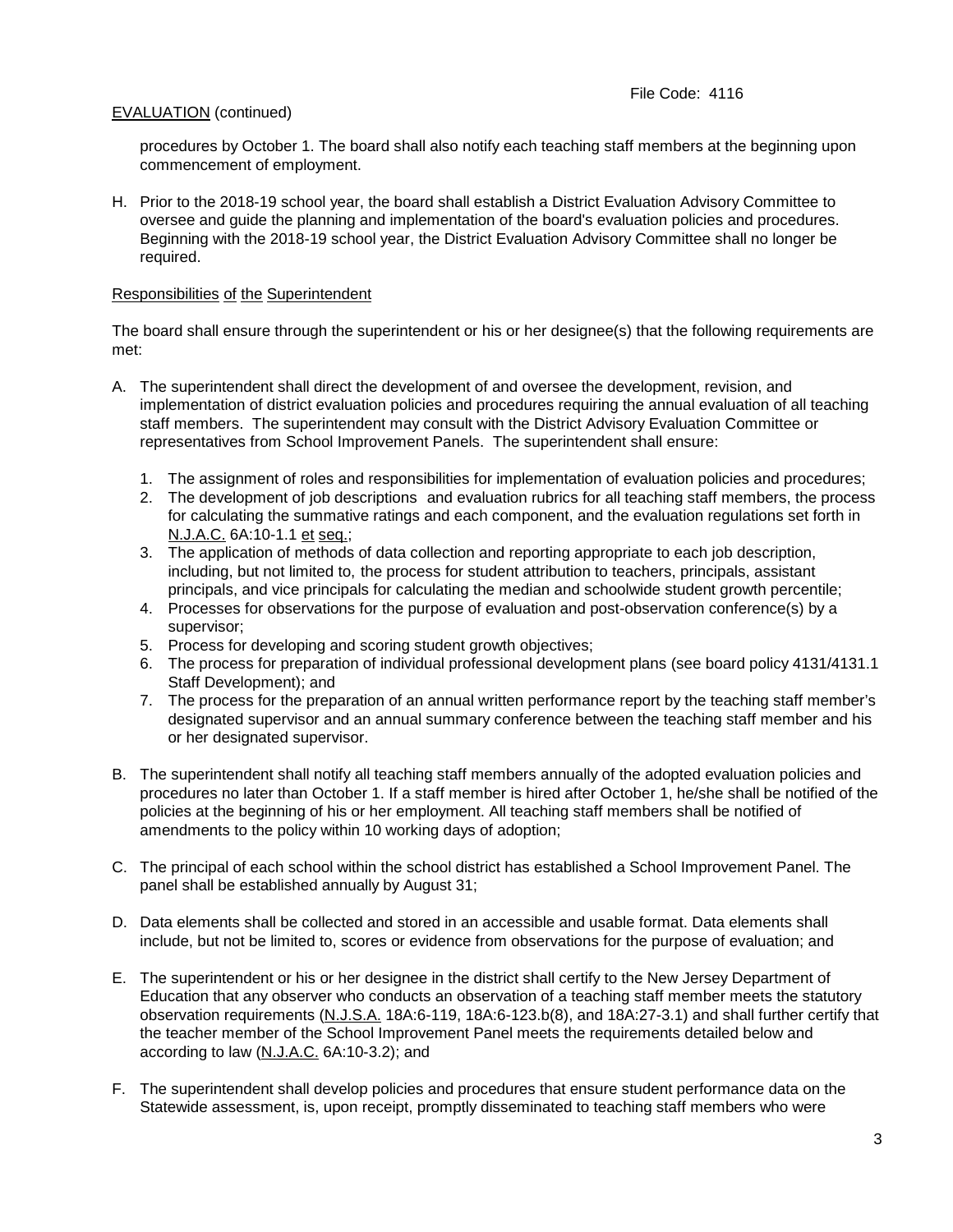EVALUATION (continued)

procedures by October 1. The board shall also notify each teaching staff members at the beginning upon commencement of employment.

H. Prior to the 2018-19 school year, the board shall establish a District Evaluation Advisory Committee to oversee and guide the planning and implementation of the board's evaluation policies and procedures. Beginning with the 2018-19 school year, the District Evaluation Advisory Committee shall no longer be required.

Responsibilities of the Superintendent

The board shall ensure through the superintendent or his or her designee(s) that the following requirements are met:

A. The superintendent shall direct the development of and oversee the development, revision, and implementation of district evaluation policies and procedures requiring the annual evaluation of all teaching staff members. The superintendent may consult with the District Advisory Evaluation Committee or representatives from School Improvement Panels. The superintendent shall ensure:

   1. The assignment of roles and responsibilities for implementation of evaluation policies and procedures;
   2. The development of job descriptions and evaluation rubrics for all teaching staff members, the process for calculating the summative ratings and each component, and the evaluation regulations set forth in N.J.A.C. 6A:10-1.1 et seq.;
   3. The application of methods of data collection and reporting appropriate to each job description, including, but not limited to, the process for student attribution to teachers, principals, assistant principals, and vice principals for calculating the median and schoolwide student growth percentile;
   4. Processes for observations for the purpose of evaluation and post-observation conference(s) by a supervisor;
   5. Process for developing and scoring student growth objectives;
   6. The process for preparation of individual professional development plans (see board policy 4131/4131.1 Staff Development); and
   7. The process for the preparation of an annual written performance report by the teaching staff member's designated supervisor and an annual summary conference between the teaching staff member and his or her designated supervisor.

B. The superintendent shall notify all teaching staff members annually of the adopted evaluation policies and procedures no later than October 1. If a staff member is hired after October 1, he/she shall be notified of the policies at the beginning of his or her employment. All teaching staff members shall be notified of amendments to the policy within 10 working days of adoption;

C. The principal of each school within the school district has established a School Improvement Panel. The panel shall be established annually by August 31;

D. Data elements shall be collected and stored in an accessible and usable format. Data elements shall include, but not be limited to, scores or evidence from observations for the purpose of evaluation; and

E. The superintendent or his or her designee in the district shall certify to the New Jersey Department of Education that any observer who conducts an observation of a teaching staff member meets the statutory observation requirements (N.J.S.A. 18A:6-119, 18A:6-123.b(8), and 18A:27-3.1) and shall further certify that the teacher member of the School Improvement Panel meets the requirements detailed below and according to law (N.J.A.C. 6A:10-3.2); and

F. The superintendent shall develop policies and procedures that ensure student performance data on the Statewide assessment, is, upon receipt, promptly disseminated to teaching staff members who were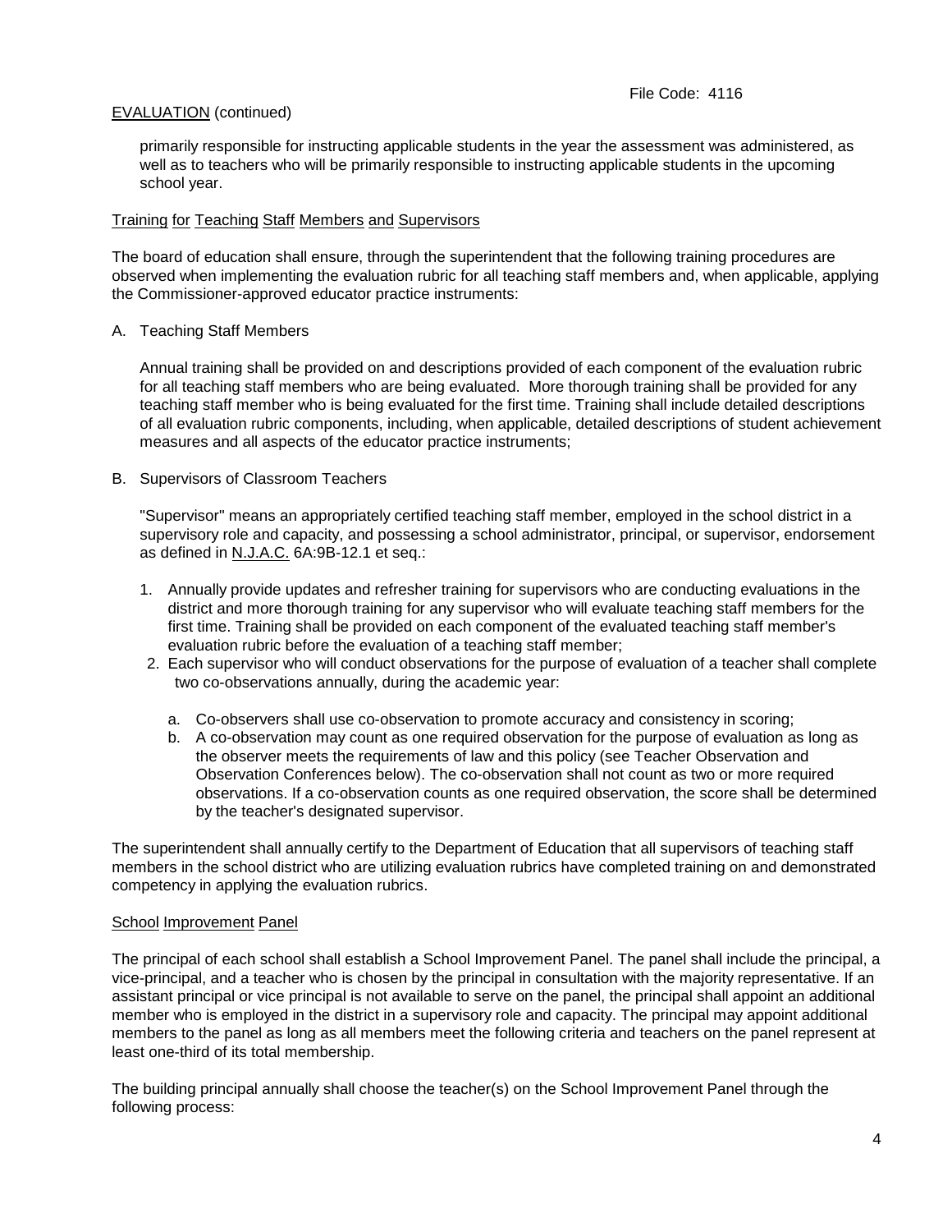EVALUATION (continued)

primarily responsible for instructing applicable students in the year the assessment was administered, as well as to teachers who will be primarily responsible to instructing applicable students in the upcoming school year.

Training for Teaching Staff Members and Supervisors

The board of education shall ensure, through the superintendent that the following training procedures are observed when implementing the evaluation rubric for all teaching staff members and, when applicable, applying the Commissioner-approved educator practice instruments:

A. Teaching Staff Members

   Annual training shall be provided on and descriptions provided of each component of the evaluation rubric for all teaching staff members who are being evaluated. More thorough training shall be provided for any teaching staff member who is being evaluated for the first time. Training shall include detailed descriptions of all evaluation rubric components, including, when applicable, detailed descriptions of student achievement measures and all aspects of the educator practice instruments;

B. Supervisors of Classroom Teachers

   "Supervisor" means an appropriately certified teaching staff member, employed in the school district in a supervisory role and capacity, and possessing a school administrator, principal, or supervisor, endorsement as defined in N.J.A.C. 6A:9B-12.1 et seq.:

   1. Annually provide updates and refresher training for supervisors who are conducting evaluations in the district and more thorough training for any supervisor who will evaluate teaching staff members for the first time. Training shall be provided on each component of the evaluated teaching staff member's evaluation rubric before the evaluation of a teaching staff member;
   2. Each supervisor who will conduct observations for the purpose of evaluation of a teacher shall complete two co-observations annually, during the academic year:

      a. Co-observers shall use co-observation to promote accuracy and consistency in scoring;
      b. A co-observation may count as one required observation for the purpose of evaluation as long as the observer meets the requirements of law and this policy (see Teacher Observation and Observation Conferences below). The co-observation shall not count as two or more required observations. If a co-observation counts as one required observation, the score shall be determined by the teacher's designated supervisor.

The superintendent shall annually certify to the Department of Education that all supervisors of teaching staff members in the school district who are utilizing evaluation rubrics have completed training on and demonstrated competency in applying the evaluation rubrics.

School Improvement Panel

The principal of each school shall establish a School Improvement Panel. The panel shall include the principal, a vice-principal, and a teacher who is chosen by the principal in consultation with the majority representative. If an assistant principal or vice principal is not available to serve on the panel, the principal shall appoint an additional member who is employed in the district in a supervisory role and capacity. The principal may appoint additional members to the panel as long as all members meet the following criteria and teachers on the panel represent at least one-third of its total membership.

The building principal annually shall choose the teacher(s) on the School Improvement Panel through the following process: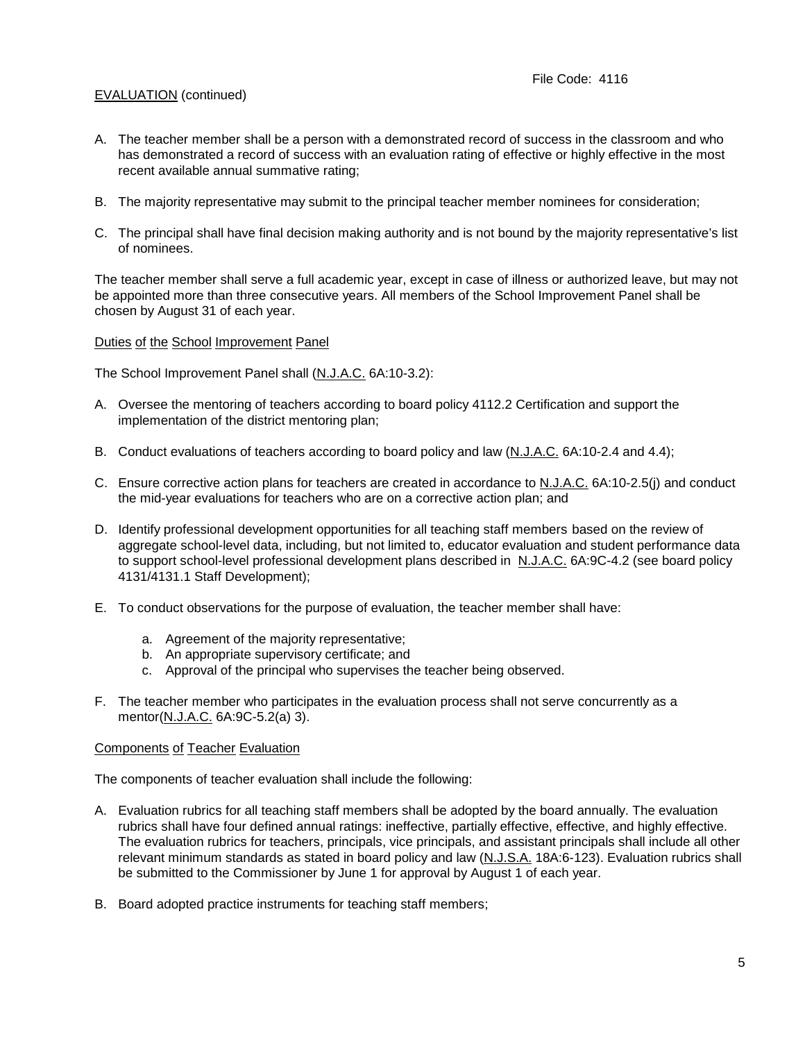EVALUATION (continued)

A. The teacher member shall be a person with a demonstrated record of success in the classroom and who has demonstrated a record of success with an evaluation rating of effective or highly effective in the most recent available annual summative rating;

B. The majority representative may submit to the principal teacher member nominees for consideration;

C. The principal shall have final decision making authority and is not bound by the majority representative's list of nominees.

The teacher member shall serve a full academic year, except in case of illness or authorized leave, but may not be appointed more than three consecutive years. All members of the School Improvement Panel shall be chosen by August 31 of each year.

Duties of the School Improvement Panel

The School Improvement Panel shall (N.J.A.C. 6A:10-3.2):

A. Oversee the mentoring of teachers according to board policy 4112.2 Certification and support the implementation of the district mentoring plan;

B. Conduct evaluations of teachers according to board policy and law (N.J.A.C. 6A:10-2.4 and 4.4);

C. Ensure corrective action plans for teachers are created in accordance to N.J.A.C. 6A:10-2.5(j) and conduct the mid-year evaluations for teachers who are on a corrective action plan; and

D. Identify professional development opportunities for all teaching staff members based on the review of aggregate school-level data, including, but not limited to, educator evaluation and student performance data to support school-level professional development plans described in N.J.A.C. 6A:9C-4.2 (see board policy 4131/4131.1 Staff Development);

E. To conduct observations for the purpose of evaluation, the teacher member shall have:

   a. Agreement of the majority representative;
   b. An appropriate supervisory certificate; and
   c. Approval of the principal who supervises the teacher being observed.

F. The teacher member who participates in the evaluation process shall not serve concurrently as a mentor(N.J.A.C. 6A:9C-5.2(a) 3).

Components of Teacher Evaluation

The components of teacher evaluation shall include the following:

A. Evaluation rubrics for all teaching staff members shall be adopted by the board annually. The evaluation rubrics shall have four defined annual ratings: ineffective, partially effective, effective, and highly effective. The evaluation rubrics for teachers, principals, vice principals, and assistant principals shall include all other relevant minimum standards as stated in board policy and law (N.J.S.A. 18A:6-123). Evaluation rubrics shall be submitted to the Commissioner by June 1 for approval by August 1 of each year.

B. Board adopted practice instruments for teaching staff members;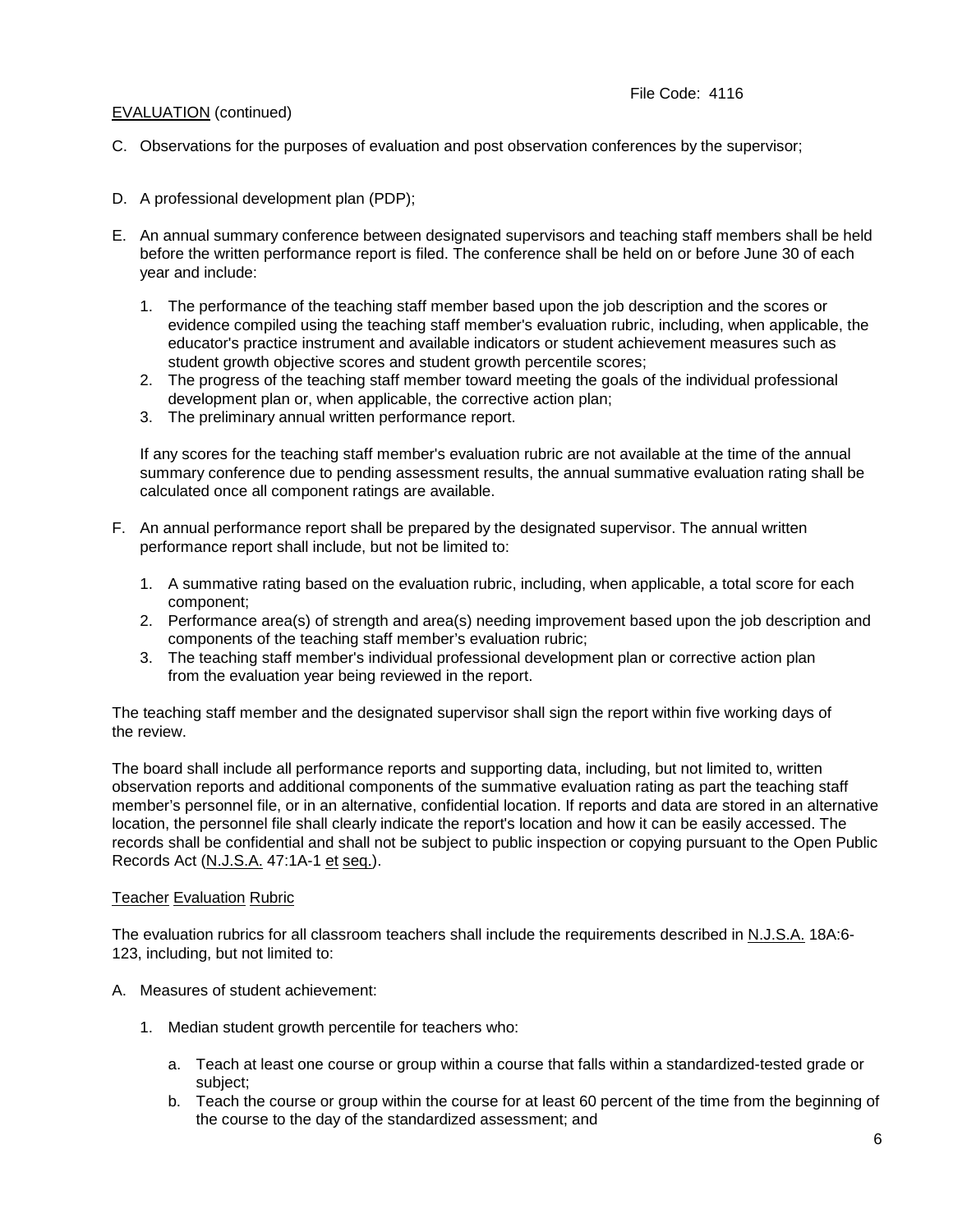EVALUATION (continued)

C. Observations for the purposes of evaluation and post observation conferences by the supervisor;

D. A professional development plan (PDP);

E. An annual summary conference between designated supervisors and teaching staff members shall be held before the written performance report is filed. The conference shall be held on or before June 30 of each year and include:

   1. The performance of the teaching staff member based upon the job description and the scores or evidence compiled using the teaching staff member's evaluation rubric, including, when applicable, the educator's practice instrument and available indicators or student achievement measures such as student growth objective scores and student growth percentile scores;
   2. The progress of the teaching staff member toward meeting the goals of the individual professional development plan or, when applicable, the corrective action plan;
   3. The preliminary annual written performance report.

   If any scores for the teaching staff member's evaluation rubric are not available at the time of the annual summary conference due to pending assessment results, the annual summative evaluation rating shall be calculated once all component ratings are available.

F. An annual performance report shall be prepared by the designated supervisor. The annual written performance report shall include, but not be limited to:

   1. A summative rating based on the evaluation rubric, including, when applicable, a total score for each component;
   2. Performance area(s) of strength and area(s) needing improvement based upon the job description and components of the teaching staff member's evaluation rubric;
   3. The teaching staff member's individual professional development plan or corrective action plan from the evaluation year being reviewed in the report.

The teaching staff member and the designated supervisor shall sign the report within five working days of the review.

The board shall include all performance reports and supporting data, including, but not limited to, written observation reports and additional components of the summative evaluation rating as part the teaching staff member's personnel file, or in an alternative, confidential location. If reports and data are stored in an alternative location, the personnel file shall clearly indicate the report's location and how it can be easily accessed. The records shall be confidential and shall not be subject to public inspection or copying pursuant to the Open Public Records Act (N.J.S.A. 47:1A-1 et seq.).

Teacher Evaluation Rubric

The evaluation rubrics for all classroom teachers shall include the requirements described in N.J.S.A. 18A:6-123, including, but not limited to:

A. Measures of student achievement:

   1. Median student growth percentile for teachers who:

      a. Teach at least one course or group within a course that falls within a standardized-tested grade or subject;
      b. Teach the course or group within the course for at least 60 percent of the time from the beginning of the course to the day of the standardized assessment; and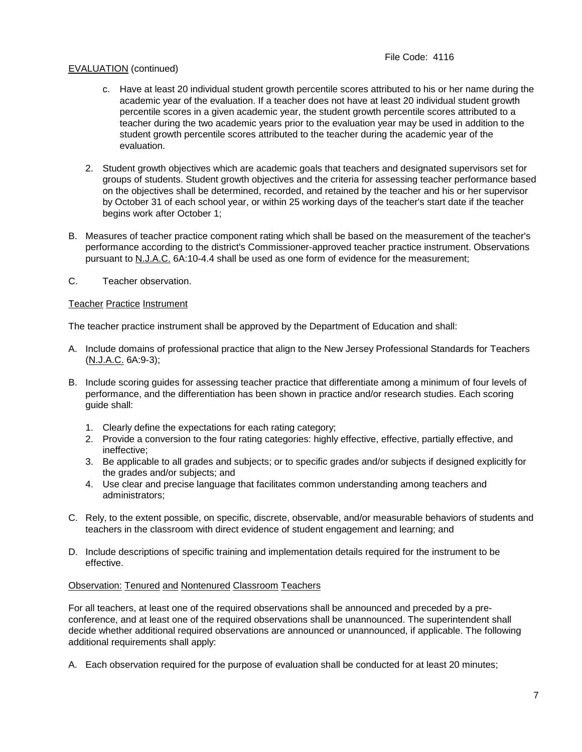EVALUATION (continued)

   c. Have at least 20 individual student growth percentile scores attributed to his or her name during the academic year of the evaluation. If a teacher does not have at least 20 individual student growth percentile scores in a given academic year, the student growth percentile scores attributed to a teacher during the two academic years prior to the evaluation year may be used in addition to the student growth percentile scores attributed to the teacher during the academic year of the evaluation.

2. Student growth objectives which are academic goals that teachers and designated supervisors set for groups of students. Student growth objectives and the criteria for assessing teacher performance based on the objectives shall be determined, recorded, and retained by the teacher and his or her supervisor by October 31 of each school year, or within 25 working days of the teacher's start date if the teacher begins work after October 1;

B. Measures of teacher practice component rating which shall be based on the measurement of the teacher's performance according to the district's Commissioner-approved teacher practice instrument. Observations pursuant to N.J.A.C. 6A:10-4.4 shall be used as one form of evidence for the measurement;

C. Teacher observation.

Teacher Practice Instrument

The teacher practice instrument shall be approved by the Department of Education and shall:

A. Include domains of professional practice that align to the New Jersey Professional Standards for Teachers (N.J.A.C. 6A:9-3);

B. Include scoring guides for assessing teacher practice that differentiate among a minimum of four levels of performance, and the differentiation has been shown in practice and/or research studies. Each scoring guide shall:

   1. Clearly define the expectations for each rating category;
   2. Provide a conversion to the four rating categories: highly effective, effective, partially effective, and ineffective;
   3. Be applicable to all grades and subjects; or to specific grades and/or subjects if designed explicitly for the grades and/or subjects; and
   4. Use clear and precise language that facilitates common understanding among teachers and administrators;

C. Rely, to the extent possible, on specific, discrete, observable, and/or measurable behaviors of students and teachers in the classroom with direct evidence of student engagement and learning; and

D. Include descriptions of specific training and implementation details required for the instrument to be effective.

Observation: Tenured and Nontenured Classroom Teachers

For all teachers, at least one of the required observations shall be announced and preceded by a pre-conference, and at least one of the required observations shall be unannounced. The superintendent shall decide whether additional required observations are announced or unannounced, if applicable. The following additional requirements shall apply:

A. Each observation required for the purpose of evaluation shall be conducted for at least 20 minutes;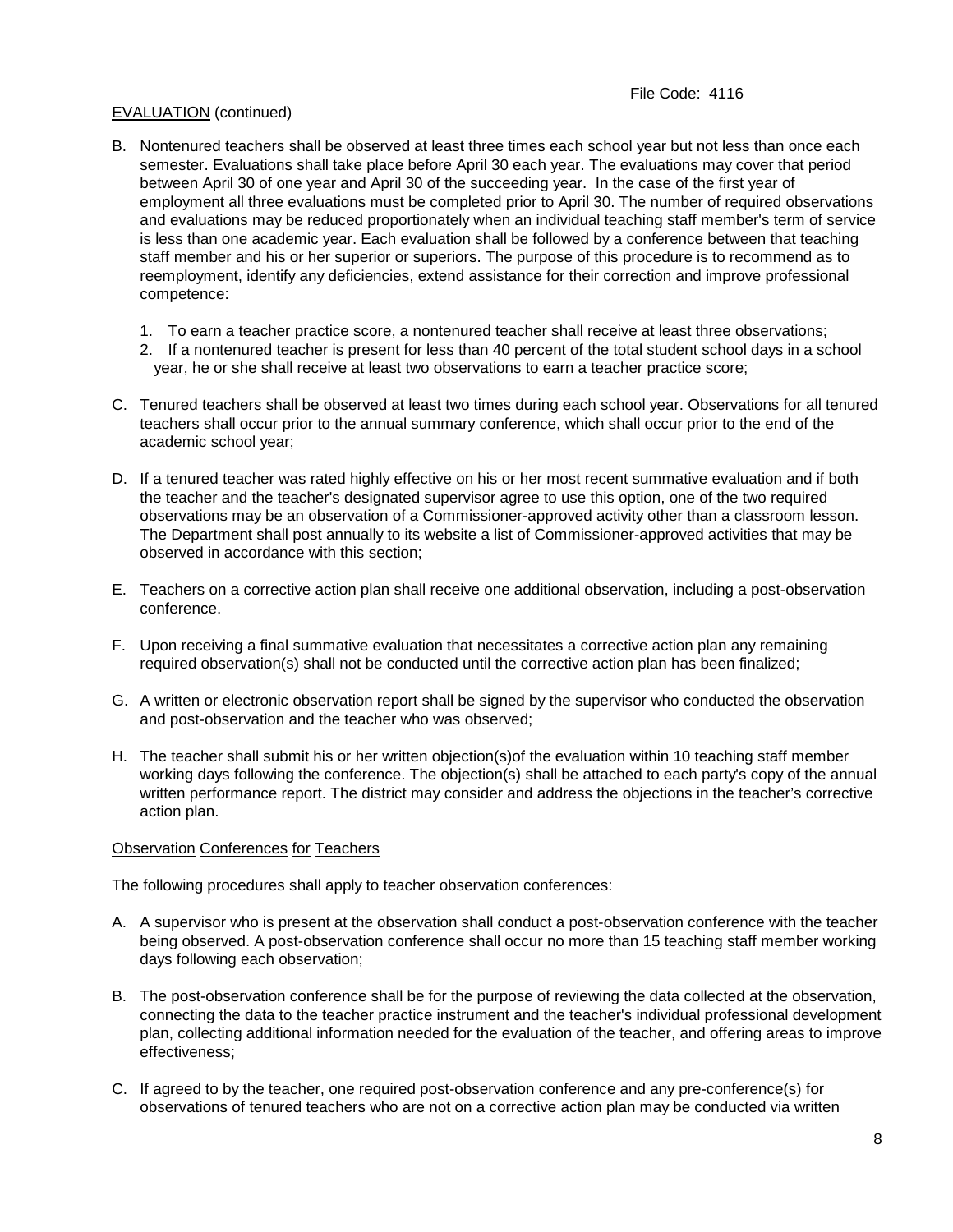File Code: 4116

EVALUATION (continued)

B. Nontenured teachers shall be observed at least three times each school year but not less than once each semester. Evaluations shall take place before April 30 each year. The evaluations may cover that period between April 30 of one year and April 30 of the succeeding year. In the case of the first year of employment all three evaluations must be completed prior to April 30. The number of required observations and evaluations may be reduced proportionately when an individual teaching staff member's term of service is less than one academic year. Each evaluation shall be followed by a conference between that teaching staff member and his or her superior or superiors. The purpose of this procedure is to recommend as to reemployment, identify any deficiencies, extend assistance for their correction and improve professional competence:

   1. To earn a teacher practice score, a nontenured teacher shall receive at least three observations;
   2. If a nontenured teacher is present for less than 40 percent of the total student school days in a school year, he or she shall receive at least two observations to earn a teacher practice score;

C. Tenured teachers shall be observed at least two times during each school year. Observations for all tenured teachers shall occur prior to the annual summary conference, which shall occur prior to the end of the academic school year;

D. If a tenured teacher was rated highly effective on his or her most recent summative evaluation and if both the teacher and the teacher's designated supervisor agree to use this option, one of the two required observations may be an observation of a Commissioner-approved activity other than a classroom lesson. The Department shall post annually to its website a list of Commissioner-approved activities that may be observed in accordance with this section;

E. Teachers on a corrective action plan shall receive one additional observation, including a post-observation conference.

F. Upon receiving a final summative evaluation that necessitates a corrective action plan any remaining required observation(s) shall not be conducted until the corrective action plan has been finalized;

G. A written or electronic observation report shall be signed by the supervisor who conducted the observation and post-observation and the teacher who was observed;

H. The teacher shall submit his or her written objection(s)of the evaluation within 10 teaching staff member working days following the conference. The objection(s) shall be attached to each party's copy of the annual written performance report. The district may consider and address the objections in the teacher's corrective action plan.

Observation Conferences for Teachers

The following procedures shall apply to teacher observation conferences:

A. A supervisor who is present at the observation shall conduct a post-observation conference with the teacher being observed. A post-observation conference shall occur no more than 15 teaching staff member working days following each observation;

B. The post-observation conference shall be for the purpose of reviewing the data collected at the observation, connecting the data to the teacher practice instrument and the teacher's individual professional development plan, collecting additional information needed for the evaluation of the teacher, and offering areas to improve effectiveness;

C. If agreed to by the teacher, one required post-observation conference and any pre-conference(s) for observations of tenured teachers who are not on a corrective action plan may be conducted via written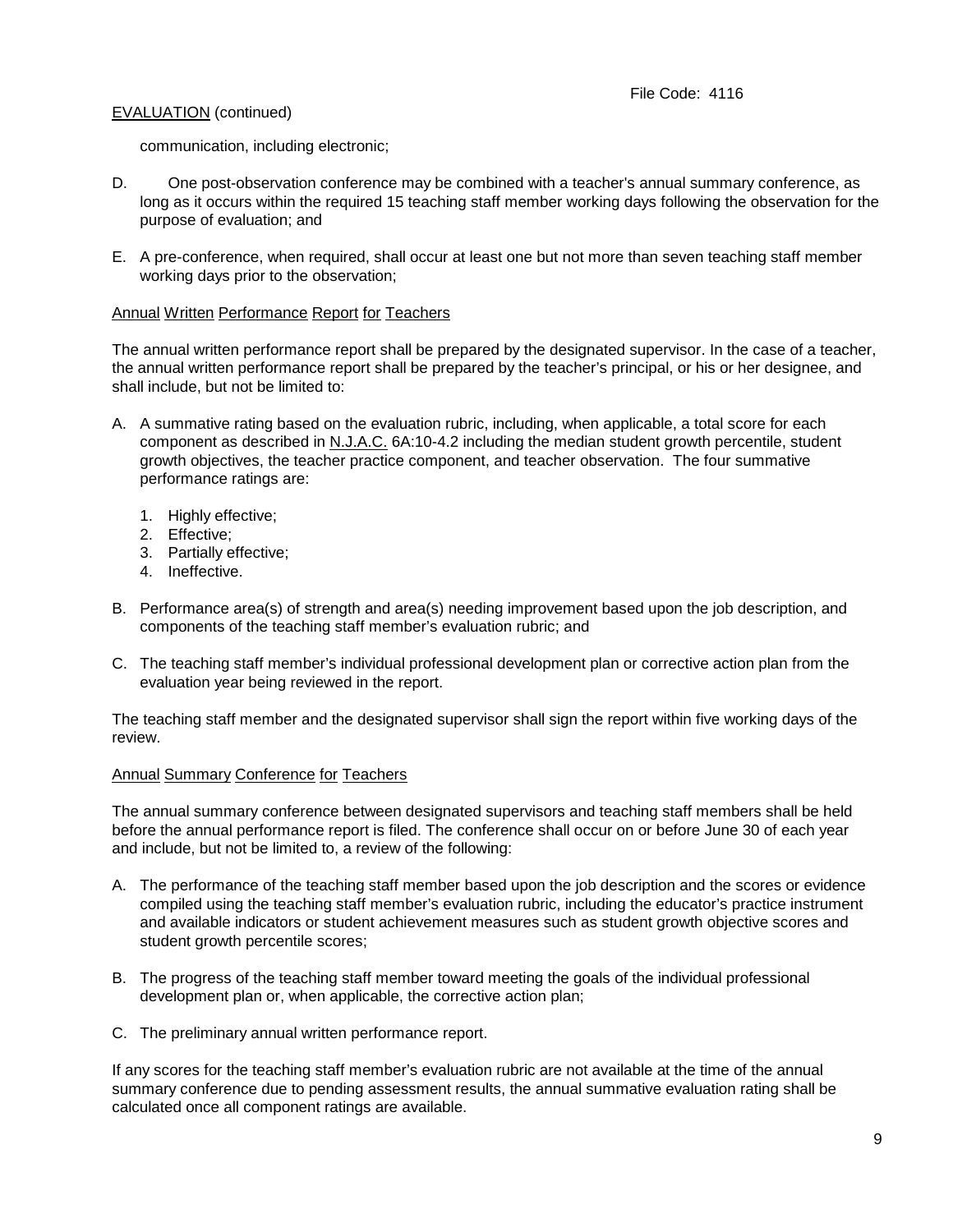EVALUATION (continued)

communication, including electronic;

D. One post-observation conference may be combined with a teacher's annual summary conference, as long as it occurs within the required 15 teaching staff member working days following the observation for the purpose of evaluation; and

E. A pre-conference, when required, shall occur at least one but not more than seven teaching staff member working days prior to the observation;

Annual Written Performance Report for Teachers

The annual written performance report shall be prepared by the designated supervisor. In the case of a teacher, the annual written performance report shall be prepared by the teacher's principal, or his or her designee, and shall include, but not be limited to:

A. A summative rating based on the evaluation rubric, including, when applicable, a total score for each component as described in N.J.A.C. 6A:10-4.2 including the median student growth percentile, student growth objectives, the teacher practice component, and teacher observation. The four summative performance ratings are:

   1. Highly effective;
   2. Effective;
   3. Partially effective;
   4. Ineffective.

B. Performance area(s) of strength and area(s) needing improvement based upon the job description, and components of the teaching staff member's evaluation rubric; and

C. The teaching staff member's individual professional development plan or corrective action plan from the evaluation year being reviewed in the report.

The teaching staff member and the designated supervisor shall sign the report within five working days of the review.

Annual Summary Conference for Teachers

The annual summary conference between designated supervisors and teaching staff members shall be held before the annual performance report is filed. The conference shall occur on or before June 30 of each year and include, but not be limited to, a review of the following:

A. The performance of the teaching staff member based upon the job description and the scores or evidence compiled using the teaching staff member's evaluation rubric, including the educator's practice instrument and available indicators or student achievement measures such as student growth objective scores and student growth percentile scores;

B. The progress of the teaching staff member toward meeting the goals of the individual professional development plan or, when applicable, the corrective action plan;

C. The preliminary annual written performance report.

If any scores for the teaching staff member's evaluation rubric are not available at the time of the annual summary conference due to pending assessment results, the annual summative evaluation rating shall be calculated once all component ratings are available.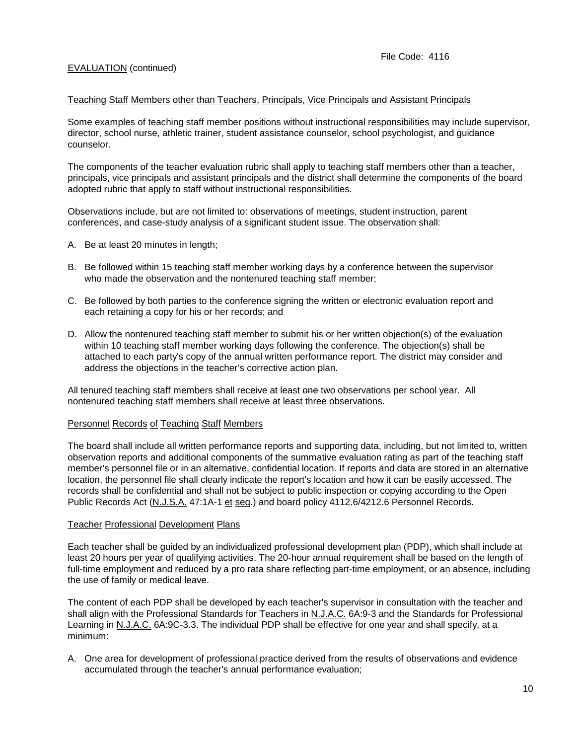File Code: 4116

EVALUATION (continued)

Teaching Staff Members other than Teachers, Principals, Vice Principals and Assistant Principals

Some examples of teaching staff member positions without instructional responsibilities may include supervisor, director, school nurse, athletic trainer, student assistance counselor, school psychologist, and guidance counselor.

The components of the teacher evaluation rubric shall apply to teaching staff members other than a teacher, principals, vice principals and assistant principals and the district shall determine the components of the board adopted rubric that apply to staff without instructional responsibilities.

Observations include, but are not limited to: observations of meetings, student instruction, parent conferences, and case-study analysis of a significant student issue. The observation shall:

A. Be at least 20 minutes in length;

B. Be followed within 15 teaching staff member working days by a conference between the supervisor who made the observation and the nontenured teaching staff member;

C. Be followed by both parties to the conference signing the written or electronic evaluation report and each retaining a copy for his or her records; and

D. Allow the nontenured teaching staff member to submit his or her written objection(s) of the evaluation within 10 teaching staff member working days following the conference. The objection(s) shall be attached to each party's copy of the annual written performance report. The district may consider and address the objections in the teacher's corrective action plan.

All tenured teaching staff members shall receive at least ~~one~~ two observations per school year. All nontenured teaching staff members shall receive at least three observations.

Personnel Records of Teaching Staff Members

The board shall include all written performance reports and supporting data, including, but not limited to, written observation reports and additional components of the summative evaluation rating as part of the teaching staff member's personnel file or in an alternative, confidential location. If reports and data are stored in an alternative location, the personnel file shall clearly indicate the report's location and how it can be easily accessed. The records shall be confidential and shall not be subject to public inspection or copying according to the Open Public Records Act (N.J.S.A. 47:1A-1 et seq.) and board policy 4112.6/4212.6 Personnel Records.

Teacher Professional Development Plans

Each teacher shall be guided by an individualized professional development plan (PDP), which shall include at least 20 hours per year of qualifying activities. The 20-hour annual requirement shall be based on the length of full-time employment and reduced by a pro rata share reflecting part-time employment, or an absence, including the use of family or medical leave.

The content of each PDP shall be developed by each teacher's supervisor in consultation with the teacher and shall align with the Professional Standards for Teachers in N.J.A.C. 6A:9-3 and the Standards for Professional Learning in N.J.A.C. 6A:9C-3.3. The individual PDP shall be effective for one year and shall specify, at a minimum:

A. One area for development of professional practice derived from the results of observations and evidence accumulated through the teacher's annual performance evaluation;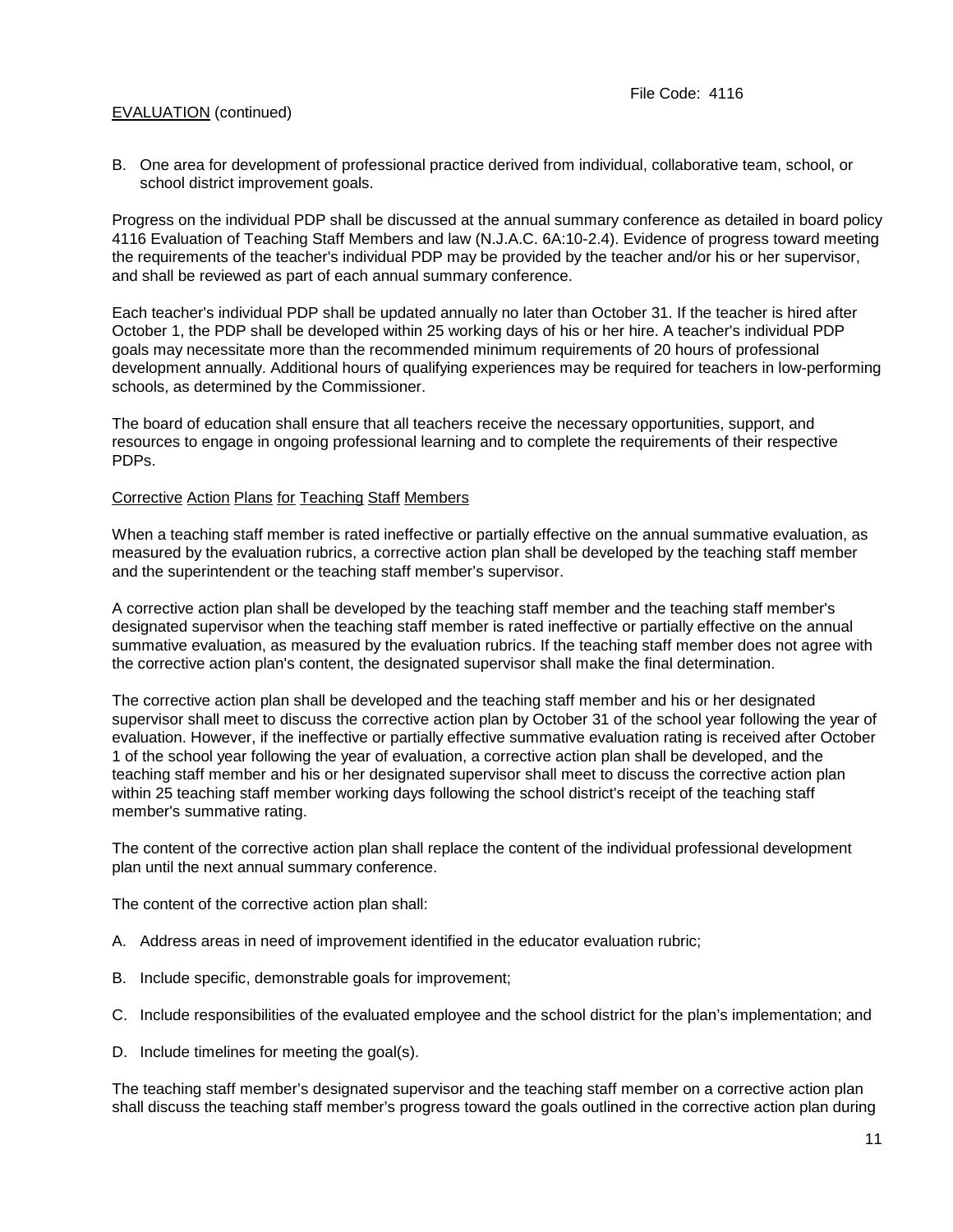B. One area for development of professional practice derived from individual, collaborative team, school, or school district improvement goals.

Progress on the individual PDP shall be discussed at the annual summary conference as detailed in board policy 4116 Evaluation of Teaching Staff Members and law (N.J.A.C. 6A:10-2.4). Evidence of progress toward meeting the requirements of the teacher's individual PDP may be provided by the teacher and/or his or her supervisor, and shall be reviewed as part of each annual summary conference.

Each teacher's individual PDP shall be updated annually no later than October 31. If the teacher is hired after October 1, the PDP shall be developed within 25 working days of his or her hire. A teacher's individual PDP goals may necessitate more than the recommended minimum requirements of 20 hours of professional development annually. Additional hours of qualifying experiences may be required for teachers in low-performing schools, as determined by the Commissioner.

The board of education shall ensure that all teachers receive the necessary opportunities, support, and resources to engage in ongoing professional learning and to complete the requirements of their respective PDPs.

Corrective Action Plans for Teaching Staff Members

When a teaching staff member is rated ineffective or partially effective on the annual summative evaluation, as measured by the evaluation rubrics, a corrective action plan shall be developed by the teaching staff member and the superintendent or the teaching staff member's supervisor.

A corrective action plan shall be developed by the teaching staff member and the teaching staff member's designated supervisor when the teaching staff member is rated ineffective or partially effective on the annual summative evaluation, as measured by the evaluation rubrics. If the teaching staff member does not agree with the corrective action plan's content, the designated supervisor shall make the final determination.

The corrective action plan shall be developed and the teaching staff member and his or her designated supervisor shall meet to discuss the corrective action plan by October 31 of the school year following the year of evaluation. However, if the ineffective or partially effective summative evaluation rating is received after October 1 of the school year following the year of evaluation, a corrective action plan shall be developed, and the teaching staff member and his or her designated supervisor shall meet to discuss the corrective action plan within 25 teaching staff member working days following the school district's receipt of the teaching staff member's summative rating.

The content of the corrective action plan shall replace the content of the individual professional development plan until the next annual summary conference.

The content of the corrective action plan shall:

A. Address areas in need of improvement identified in the educator evaluation rubric;

B. Include specific, demonstrable goals for improvement;

C. Include responsibilities of the evaluated employee and the school district for the plan's implementation; and

D. Include timelines for meeting the goal(s).

The teaching staff member's designated supervisor and the teaching staff member on a corrective action plan shall discuss the teaching staff member's progress toward the goals outlined in the corrective action plan during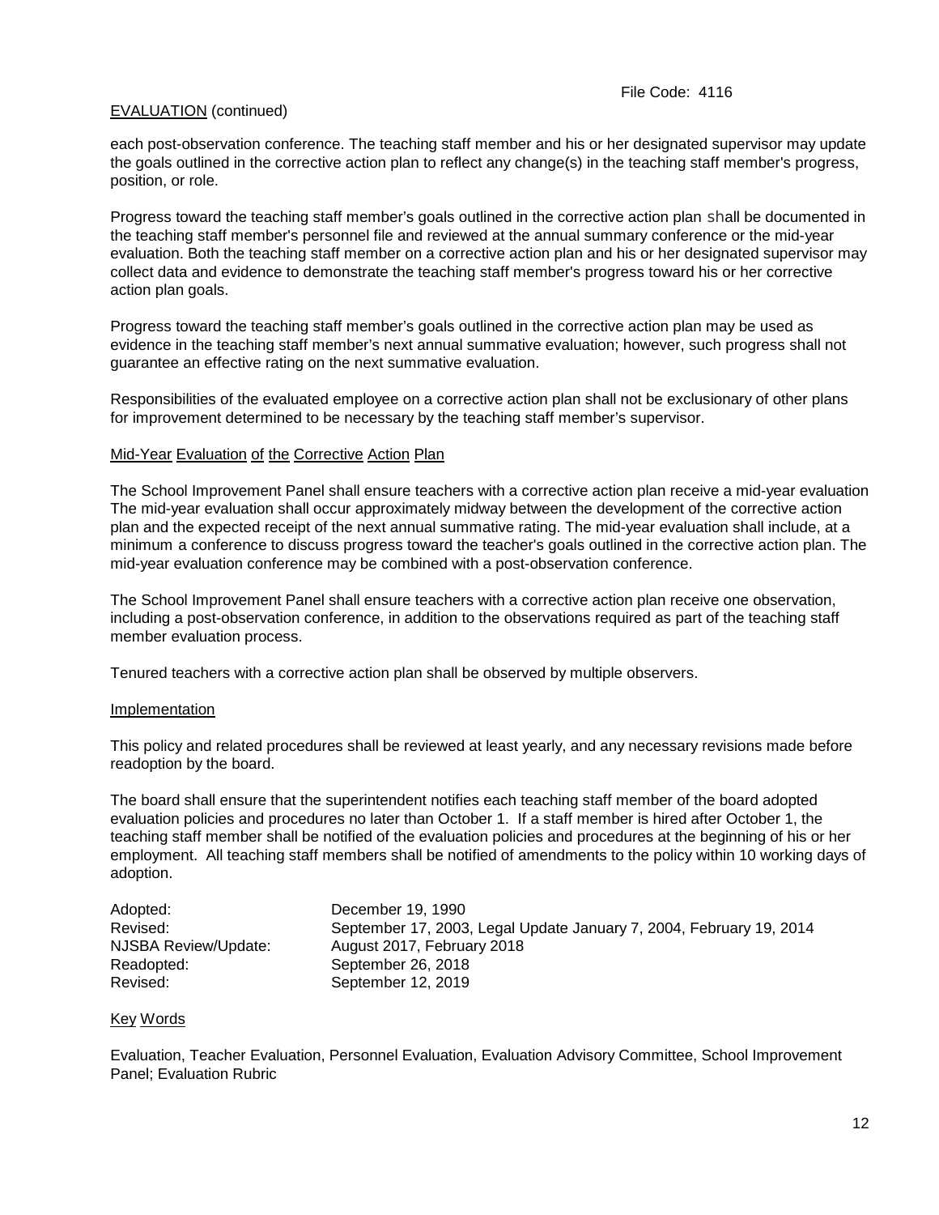each post-observation conference. The teaching staff member and his or her designated supervisor may update the goals outlined in the corrective action plan to reflect any change(s) in the teaching staff member's progress, position, or role.

Progress toward the teaching staff member's goals outlined in the corrective action plan shall be documented in the teaching staff member's personnel file and reviewed at the annual summary conference or the mid-year evaluation. Both the teaching staff member on a corrective action plan and his or her designated supervisor may collect data and evidence to demonstrate the teaching staff member's progress toward his or her corrective action plan goals.

Progress toward the teaching staff member's goals outlined in the corrective action plan may be used as evidence in the teaching staff member's next annual summative evaluation; however, such progress shall not guarantee an effective rating on the next summative evaluation.

Responsibilities of the evaluated employee on a corrective action plan shall not be exclusionary of other plans for improvement determined to be necessary by the teaching staff member's supervisor.

## Mid-Year Evaluation of the Corrective Action Plan

The School Improvement Panel shall ensure teachers with a corrective action plan receive a mid-year evaluation The mid-year evaluation shall occur approximately midway between the development of the corrective action plan and the expected receipt of the next annual summative rating. The mid-year evaluation shall include, at a minimum a conference to discuss progress toward the teacher's goals outlined in the corrective action plan. The mid-year evaluation conference may be combined with a post-observation conference.

The School Improvement Panel shall ensure teachers with a corrective action plan receive one observation, including a post-observation conference, in addition to the observations required as part of the teaching staff member evaluation process.

Tenured teachers with a corrective action plan shall be observed by multiple observers.

## Implementation

This policy and related procedures shall be reviewed at least yearly, and any necessary revisions made before readoption by the board.

The board shall ensure that the superintendent notifies each teaching staff member of the board adopted evaluation policies and procedures no later than October 1. If a staff member is hired after October 1, the teaching staff member shall be notified of the evaluation policies and procedures at the beginning of his or her employment. All teaching staff members shall be notified of amendments to the policy within 10 working days of adoption.

| | |
|---|---|
| Adopted: | December 19, 1990 |
| Revised: | September 17, 2003, Legal Update January 7, 2004, February 19, 2014 |
| NJSBA Review/Update: | August 2017, February 2018 |
| Readopted: | September 26, 2018 |
| Revised: | September 12, 2019 |

## Key Words

Evaluation, Teacher Evaluation, Personnel Evaluation, Evaluation Advisory Committee, School Improvement Panel; Evaluation Rubric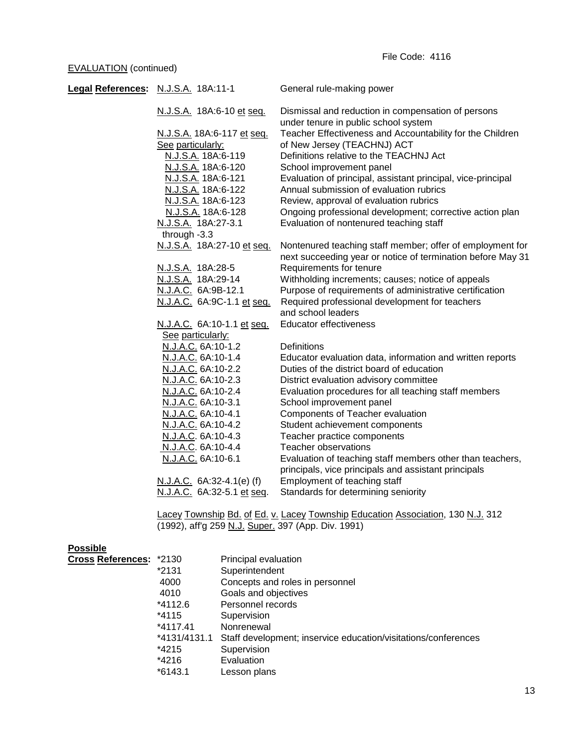File Code: 4116

EVALUATION (continued)

**Legal References:**

| | |
|---|---|
| N.J.S.A. 18A:11-1 | General rule-making power |
| N.J.S.A. 18A:6-10 et seq. | Dismissal and reduction in compensation of persons under tenure in public school system |
| N.J.S.A. 18A:6-117 et seq. See particularly: | Teacher Effectiveness and Accountability for the Children of New Jersey (TEACHNJ) ACT |
| N.J.S.A. 18A:6-119 | Definitions relative to the TEACHNJ Act |
| N.J.S.A. 18A:6-120 | School improvement panel |
| N.J.S.A. 18A:6-121 | Evaluation of principal, assistant principal, vice-principal |
| N.J.S.A. 18A:6-122 | Annual submission of evaluation rubrics |
| N.J.S.A. 18A:6-123 | Review, approval of evaluation rubrics |
| N.J.S.A. 18A:6-128 | Ongoing professional development; corrective action plan |
| N.J.S.A. 18A:27-3.1 through -3.3 | Evaluation of nontenured teaching staff |
| N.J.S.A. 18A:27-10 et seq. | Nontenured teaching staff member; offer of employment for next succeeding year or notice of termination before May 31 |
| N.J.S.A. 18A:28-5 | Requirements for tenure |
| N.J.S.A. 18A:29-14 | Withholding increments; causes; notice of appeals |
| N.J.A.C. 6A:9B-12.1 | Purpose of requirements of administrative certification |
| N.J.A.C. 6A:9C-1.1 et seq. | Required professional development for teachers and school leaders |
| N.J.A.C. 6A:10-1.1 et seq. See particularly: | Educator effectiveness |
| N.J.A.C. 6A:10-1.2 | Definitions |
| N.J.A.C. 6A:10-1.4 | Educator evaluation data, information and written reports |
| N.J.A.C. 6A:10-2.2 | Duties of the district board of education |
| N.J.A.C. 6A:10-2.3 | District evaluation advisory committee |
| N.J.A.C. 6A:10-2.4 | Evaluation procedures for all teaching staff members |
| N.J.A.C. 6A:10-3.1 | School improvement panel |
| N.J.A.C. 6A:10-4.1 | Components of Teacher evaluation |
| N.J.A.C. 6A:10-4.2 | Student achievement components |
| N.J.A.C. 6A:10-4.3 | Teacher practice components |
| N.J.A.C. 6A:10-4.4 | Teacher observations |
| N.J.A.C. 6A:10-6.1 | Evaluation of teaching staff members other than teachers, principals, vice principals and assistant principals |
| N.J.A.C. 6A:32-4.1(e) (f) | Employment of teaching staff |
| N.J.A.C. 6A:32-5.1 et seq. | Standards for determining seniority |

Lacey Township Bd. of Ed. v. Lacey Township Education Association, 130 N.J. 312 (1992), aff'g 259 N.J. Super. 397 (App. Div. 1991)

**Possible Cross References:**

| | |
|---|---|
| *2130 | Principal evaluation |
| *2131 | Superintendent |
| 4000 | Concepts and roles in personnel |
| 4010 | Goals and objectives |
| *4112.6 | Personnel records |
| *4115 | Supervision |
| *4117.41 | Nonrenewal |
| *4131/4131.1 | Staff development; inservice education/visitations/conferences |
| *4215 | Supervision |
| *4216 | Evaluation |
| *6143.1 | Lesson plans |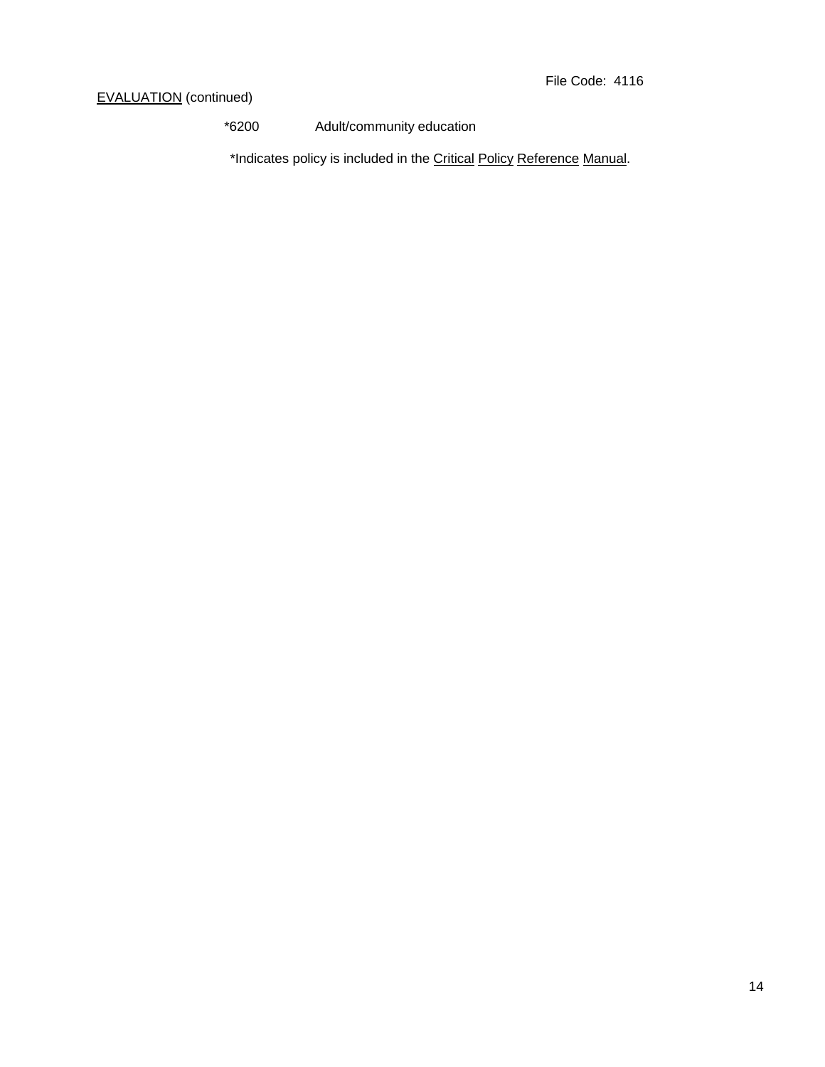File Code: 4116

EVALUATION (continued)

*6200 Adult/community education

*Indicates policy is included in the Critical Policy Reference Manual.